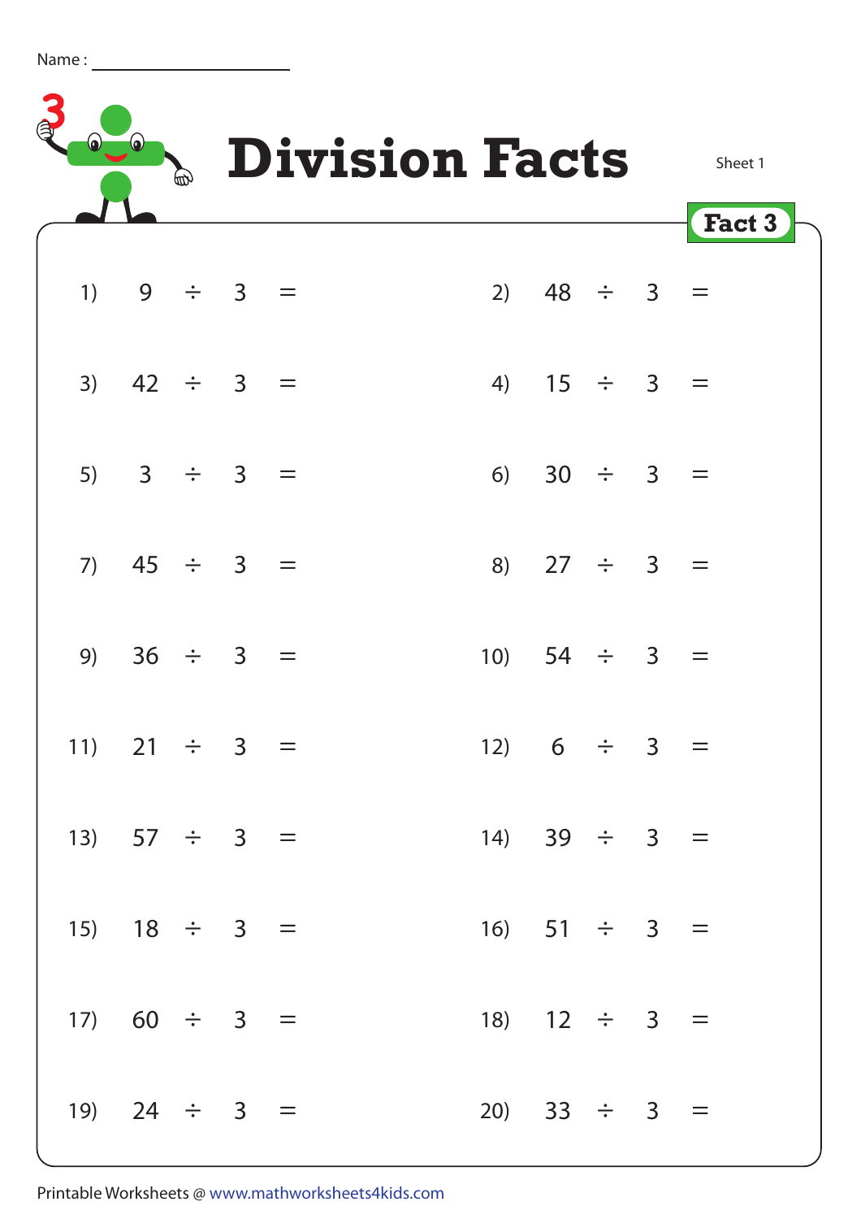Name : ______________________

# Division Facts

Sheet 1

**Fact 3**

1) $9 \div 3 =$

2) $48 \div 3 =$

3) $42 \div 3 =$

4) $15 \div 3 =$

5) $3 \div 3 =$

6) $30 \div 3 =$

7) $45 \div 3 =$

8) $27 \div 3 =$

9) $36 \div 3 =$

10) $54 \div 3 =$

11) $21 \div 3 =$

12) $6 \div 3 =$

13) $57 \div 3 =$

14) $39 \div 3 =$

15) $18 \div 3 =$

16) $51 \div 3 =$

17) $60 \div 3 =$

18) $12 \div 3 =$

19) $24 \div 3 =$

20) $33 \div 3 =$

Printable Worksheets @ www.mathworksheets4kids.com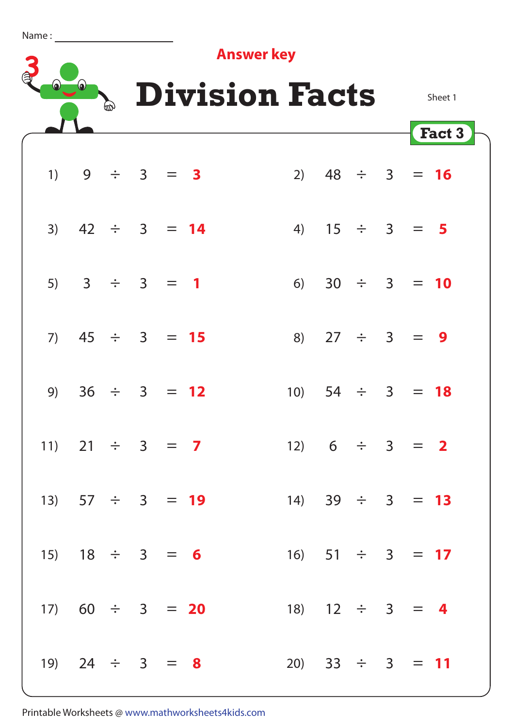Name : ____________________

**Answer key**

# Division Facts

Sheet 1

**Fact 3**

1) $9 \div 3 = $ **3**

2) $48 \div 3 = $ **16**

3) $42 \div 3 = $ **14**

4) $15 \div 3 = $ **5**

5) $3 \div 3 = $ **1**

6) $30 \div 3 = $ **10**

7) $45 \div 3 = $ **15**

8) $27 \div 3 = $ **9**

9) $36 \div 3 = $ **12**

10) $54 \div 3 = $ **18**

11) $21 \div 3 = $ **7**

12) $6 \div 3 = $ **2**

13) $57 \div 3 = $ **19**

14) $39 \div 3 = $ **13**

15) $18 \div 3 = $ **6**

16) $51 \div 3 = $ **17**

17) $60 \div 3 = $ **20**

18) $12 \div 3 = $ **4**

19) $24 \div 3 = $ **8**

20) $33 \div 3 = $ **11**

Printable Worksheets @ www.mathworksheets4kids.com